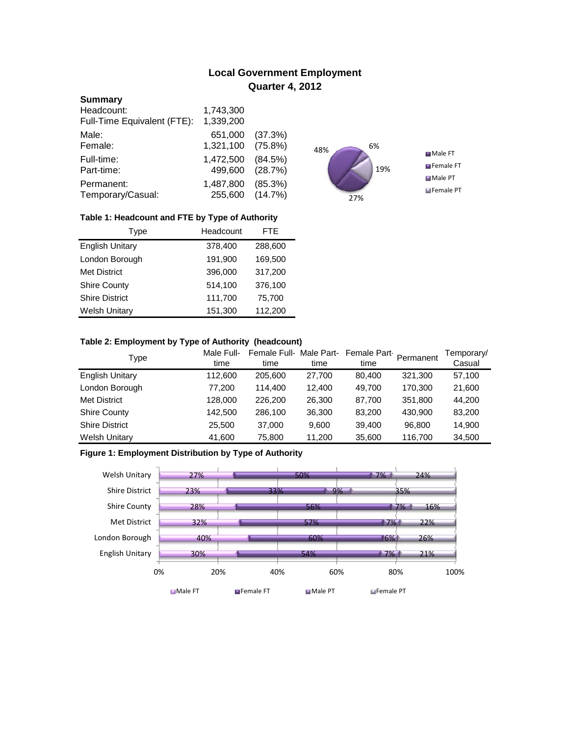# Local Government Employment
## Quarter 4, 2012

**Summary**

| | | |
|---|---|---|
| Headcount: | 1,743,300 | |
| Full-Time Equivalent (FTE): | 1,339,200 | |
| Male: | 651,000 | (37.3%) |
| Female: | 1,321,100 | (75.8%) |
| Full-time: | 1,472,500 | (84.5%) |
| Part-time: | 499,600 | (28.7%) |
| Permanent: | 1,487,800 | (85.3%) |
| Temporary/Casual: | 255,600 | (14.7%) |

48% 6% 19% 27%

Male FT
Female FT
Male PT
Female PT

**Table 1: Headcount and FTE by Type of Authority**

| Type | Headcount | FTE |
|---|---|---|
| English Unitary | 378,400 | 288,600 |
| London Borough | 191,900 | 169,500 |
| Met District | 396,000 | 317,200 |
| Shire County | 514,100 | 376,100 |
| Shire District | 111,700 | 75,700 |
| Welsh Unitary | 151,300 | 112,200 |

**Table 2: Employment by Type of Authority (headcount)**

| Type | Male Full-time | Female Full-time | Male Part-time | Female Part-time | Permanent | Temporary/ Casual |
|---|---|---|---|---|---|---|
| English Unitary | 112,600 | 205,600 | 27,700 | 80,400 | 321,300 | 57,100 |
| London Borough | 77,200 | 114,400 | 12,400 | 49,700 | 170,300 | 21,600 |
| Met District | 128,000 | 226,200 | 26,300 | 87,700 | 351,800 | 44,200 |
| Shire County | 142,500 | 286,100 | 36,300 | 83,200 | 430,900 | 83,200 |
| Shire District | 25,500 | 37,000 | 9,600 | 39,400 | 96,800 | 14,900 |
| Welsh Unitary | 41,600 | 75,800 | 11,200 | 35,600 | 116,700 | 34,500 |

**Figure 1: Employment Distribution by Type of Authority**

| Type | Male FT | Female FT | Male PT | Female PT |
|---|---|---|---|---|
| Welsh Unitary | 27% | 50% | 7% | 24% |
| Shire District | 23% | 33% | 9% | 35% |
| Shire County | 28% | 56% | 7% | 16% |
| Met District | 32% | 57% | 7% | 22% |
| London Borough | 40% | 60% | 6% | 26% |
| English Unitary | 30% | 54% | 7% | 21% |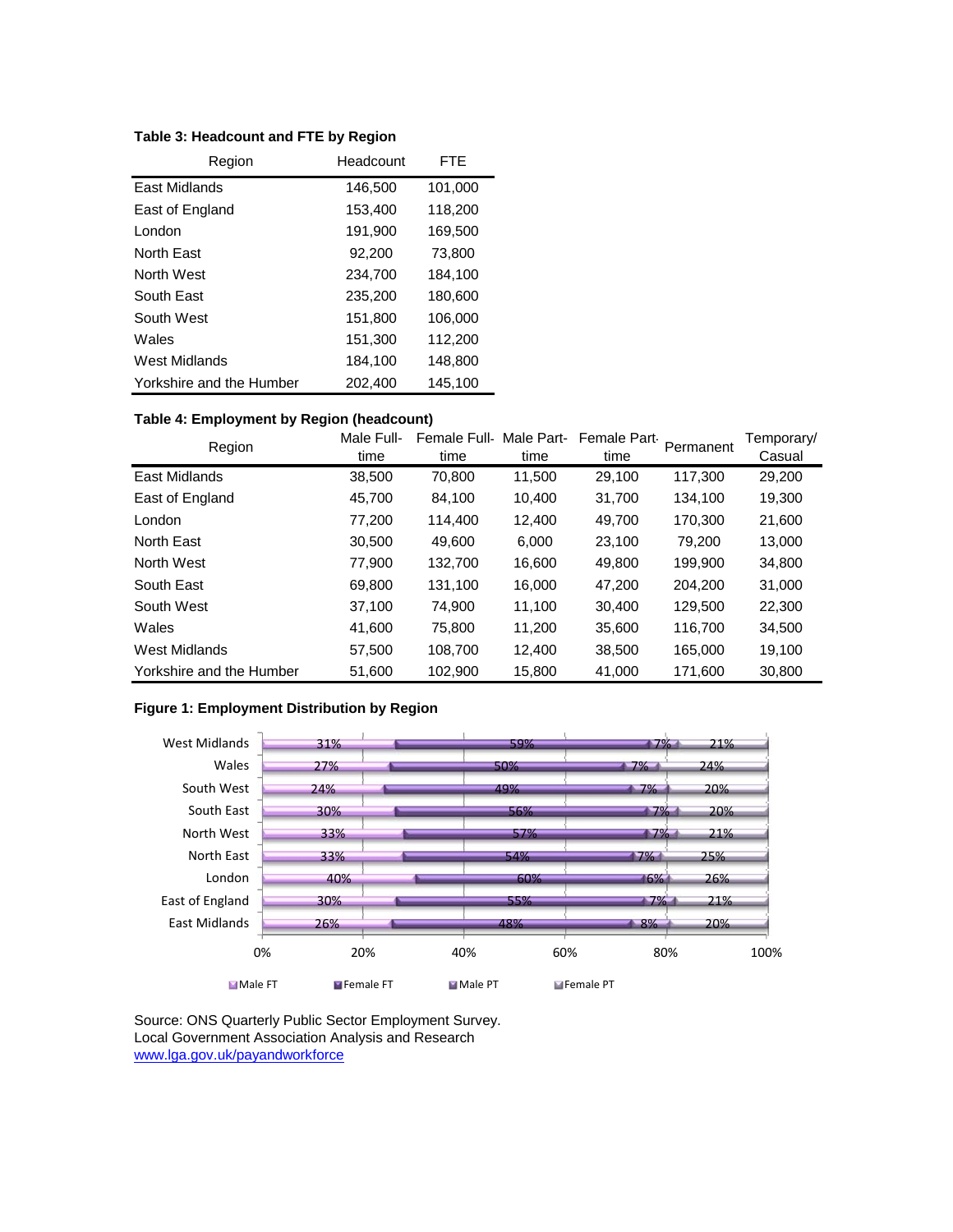**Table 3: Headcount and FTE by Region**

| Region | Headcount | FTE |
|---|---|---|
| East Midlands | 146,500 | 101,000 |
| East of England | 153,400 | 118,200 |
| London | 191,900 | 169,500 |
| North East | 92,200 | 73,800 |
| North West | 234,700 | 184,100 |
| South East | 235,200 | 180,600 |
| South West | 151,800 | 106,000 |
| Wales | 151,300 | 112,200 |
| West Midlands | 184,100 | 148,800 |
| Yorkshire and the Humber | 202,400 | 145,100 |

**Table 4: Employment by Region (headcount)**

| Region | Male Full-time | Female Full-time | Male Part-time | Female Part-time | Permanent | Temporary/ Casual |
|---|---|---|---|---|---|---|
| East Midlands | 38,500 | 70,800 | 11,500 | 29,100 | 117,300 | 29,200 |
| East of England | 45,700 | 84,100 | 10,400 | 31,700 | 134,100 | 19,300 |
| London | 77,200 | 114,400 | 12,400 | 49,700 | 170,300 | 21,600 |
| North East | 30,500 | 49,600 | 6,000 | 23,100 | 79,200 | 13,000 |
| North West | 77,900 | 132,700 | 16,600 | 49,800 | 199,900 | 34,800 |
| South East | 69,800 | 131,100 | 16,000 | 47,200 | 204,200 | 31,000 |
| South West | 37,100 | 74,900 | 11,100 | 30,400 | 129,500 | 22,300 |
| Wales | 41,600 | 75,800 | 11,200 | 35,600 | 116,700 | 34,500 |
| West Midlands | 57,500 | 108,700 | 12,400 | 38,500 | 165,000 | 19,100 |
| Yorkshire and the Humber | 51,600 | 102,900 | 15,800 | 41,000 | 171,600 | 30,800 |

**Figure 1: Employment Distribution by Region**

West Midlands 31% 59% 7% 21%
Wales 27% 50% 7% 24%
South West 24% 49% 7% 20%
South East 30% 56% 7% 20%
North West 33% 57% 7% 21%
North East 33% 54% 7% 25%
London 40% 60% 6% 26%
East of England 30% 55% 7% 21%
East Midlands 26% 48% 8% 20%

0% 20% 40% 60% 80% 100%

Male FT Female FT Male PT Female PT

Source: ONS Quarterly Public Sector Employment Survey.
Local Government Association Analysis and Research
www.lga.gov.uk/payandworkforce